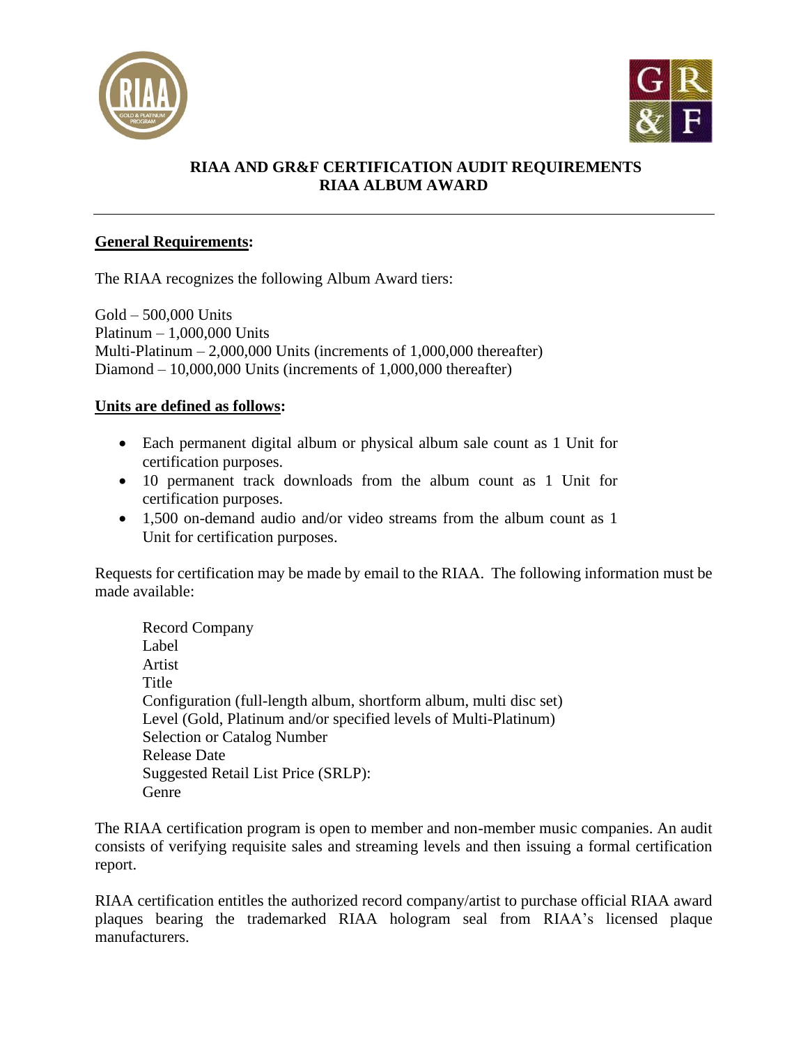# RIAA AND GR&F CERTIFICATION AUDIT REQUIREMENTS
## RIAA ALBUM AWARD

---

**General Requirements:**

The RIAA recognizes the following Album Award tiers:

Gold – 500,000 Units
Platinum – 1,000,000 Units
Multi-Platinum – 2,000,000 Units (increments of 1,000,000 thereafter)
Diamond – 10,000,000 Units (increments of 1,000,000 thereafter)

**Units are defined as follows:**

- Each permanent digital album or physical album sale count as 1 Unit for certification purposes.
- 10 permanent track downloads from the album count as 1 Unit for certification purposes.
- 1,500 on-demand audio and/or video streams from the album count as 1 Unit for certification purposes.

Requests for certification may be made by email to the RIAA. The following information must be made available:

Record Company
Label
Artist
Title
Configuration (full-length album, shortform album, multi disc set)
Level (Gold, Platinum and/or specified levels of Multi-Platinum)
Selection or Catalog Number
Release Date
Suggested Retail List Price (SRLP):
Genre

The RIAA certification program is open to member and non-member music companies. An audit consists of verifying requisite sales and streaming levels and then issuing a formal certification report.

RIAA certification entitles the authorized record company/artist to purchase official RIAA award plaques bearing the trademarked RIAA hologram seal from RIAA's licensed plaque manufacturers.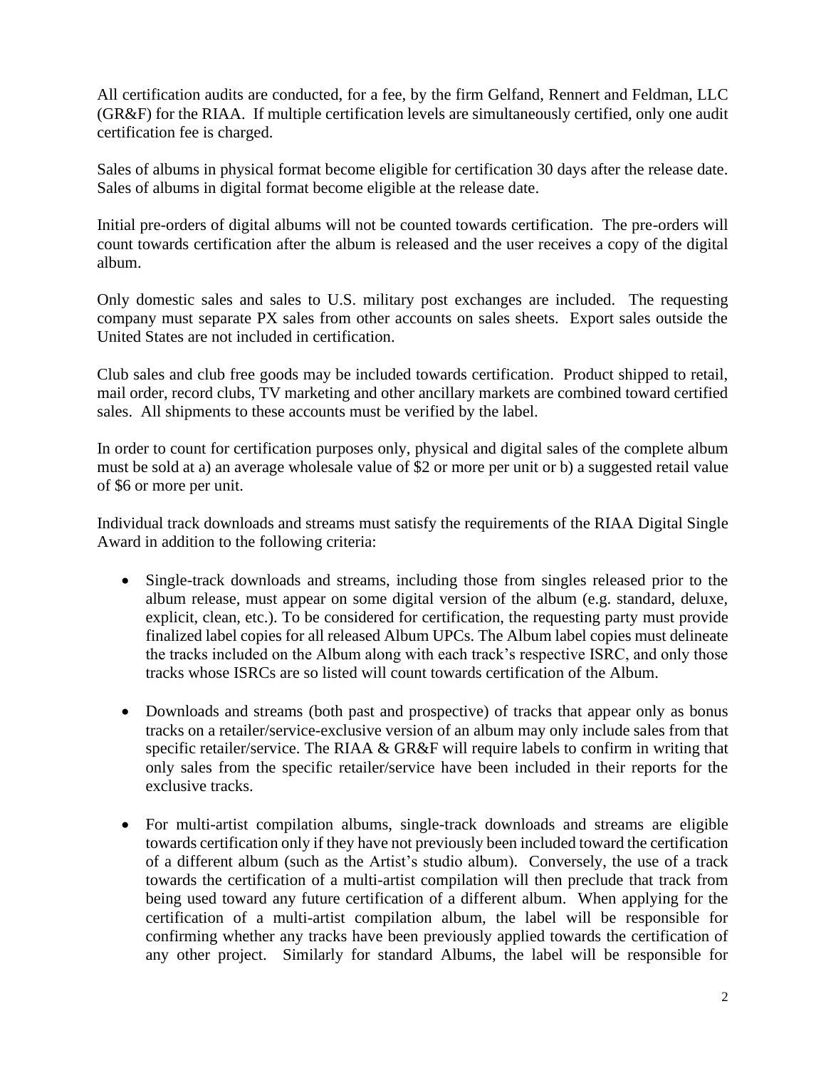All certification audits are conducted, for a fee, by the firm Gelfand, Rennert and Feldman, LLC (GR&F) for the RIAA. If multiple certification levels are simultaneously certified, only one audit certification fee is charged.

Sales of albums in physical format become eligible for certification 30 days after the release date. Sales of albums in digital format become eligible at the release date.

Initial pre-orders of digital albums will not be counted towards certification. The pre-orders will count towards certification after the album is released and the user receives a copy of the digital album.

Only domestic sales and sales to U.S. military post exchanges are included. The requesting company must separate PX sales from other accounts on sales sheets. Export sales outside the United States are not included in certification.

Club sales and club free goods may be included towards certification. Product shipped to retail, mail order, record clubs, TV marketing and other ancillary markets are combined toward certified sales. All shipments to these accounts must be verified by the label.

In order to count for certification purposes only, physical and digital sales of the complete album must be sold at a) an average wholesale value of $2 or more per unit or b) a suggested retail value of $6 or more per unit.

Individual track downloads and streams must satisfy the requirements of the RIAA Digital Single Award in addition to the following criteria:

- Single-track downloads and streams, including those from singles released prior to the album release, must appear on some digital version of the album (e.g. standard, deluxe, explicit, clean, etc.). To be considered for certification, the requesting party must provide finalized label copies for all released Album UPCs. The Album label copies must delineate the tracks included on the Album along with each track's respective ISRC, and only those tracks whose ISRCs are so listed will count towards certification of the Album.

- Downloads and streams (both past and prospective) of tracks that appear only as bonus tracks on a retailer/service-exclusive version of an album may only include sales from that specific retailer/service. The RIAA & GR&F will require labels to confirm in writing that only sales from the specific retailer/service have been included in their reports for the exclusive tracks.

- For multi-artist compilation albums, single-track downloads and streams are eligible towards certification only if they have not previously been included toward the certification of a different album (such as the Artist's studio album). Conversely, the use of a track towards the certification of a multi-artist compilation will then preclude that track from being used toward any future certification of a different album. When applying for the certification of a multi-artist compilation album, the label will be responsible for confirming whether any tracks have been previously applied towards the certification of any other project. Similarly for standard Albums, the label will be responsible for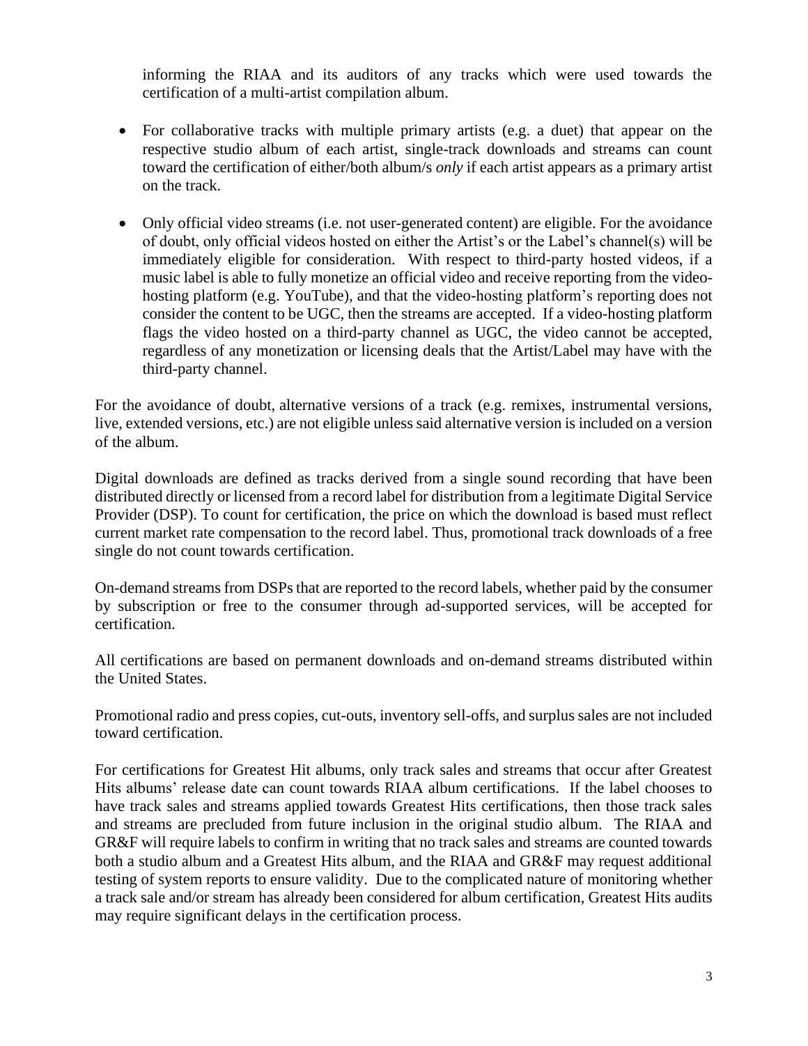informing the RIAA and its auditors of any tracks which were used towards the certification of a multi-artist compilation album.

- For collaborative tracks with multiple primary artists (e.g. a duet) that appear on the respective studio album of each artist, single-track downloads and streams can count toward the certification of either/both album/s *only* if each artist appears as a primary artist on the track.

- Only official video streams (i.e. not user-generated content) are eligible. For the avoidance of doubt, only official videos hosted on either the Artist's or the Label's channel(s) will be immediately eligible for consideration. With respect to third-party hosted videos, if a music label is able to fully monetize an official video and receive reporting from the video-hosting platform (e.g. YouTube), and that the video-hosting platform's reporting does not consider the content to be UGC, then the streams are accepted. If a video-hosting platform flags the video hosted on a third-party channel as UGC, the video cannot be accepted, regardless of any monetization or licensing deals that the Artist/Label may have with the third-party channel.

For the avoidance of doubt, alternative versions of a track (e.g. remixes, instrumental versions, live, extended versions, etc.) are not eligible unless said alternative version is included on a version of the album.

Digital downloads are defined as tracks derived from a single sound recording that have been distributed directly or licensed from a record label for distribution from a legitimate Digital Service Provider (DSP). To count for certification, the price on which the download is based must reflect current market rate compensation to the record label. Thus, promotional track downloads of a free single do not count towards certification.

On-demand streams from DSPs that are reported to the record labels, whether paid by the consumer by subscription or free to the consumer through ad-supported services, will be accepted for certification.

All certifications are based on permanent downloads and on-demand streams distributed within the United States.

Promotional radio and press copies, cut-outs, inventory sell-offs, and surplus sales are not included toward certification.

For certifications for Greatest Hit albums, only track sales and streams that occur after Greatest Hits albums' release date can count towards RIAA album certifications. If the label chooses to have track sales and streams applied towards Greatest Hits certifications, then those track sales and streams are precluded from future inclusion in the original studio album. The RIAA and GR&F will require labels to confirm in writing that no track sales and streams are counted towards both a studio album and a Greatest Hits album, and the RIAA and GR&F may request additional testing of system reports to ensure validity. Due to the complicated nature of monitoring whether a track sale and/or stream has already been considered for album certification, Greatest Hits audits may require significant delays in the certification process.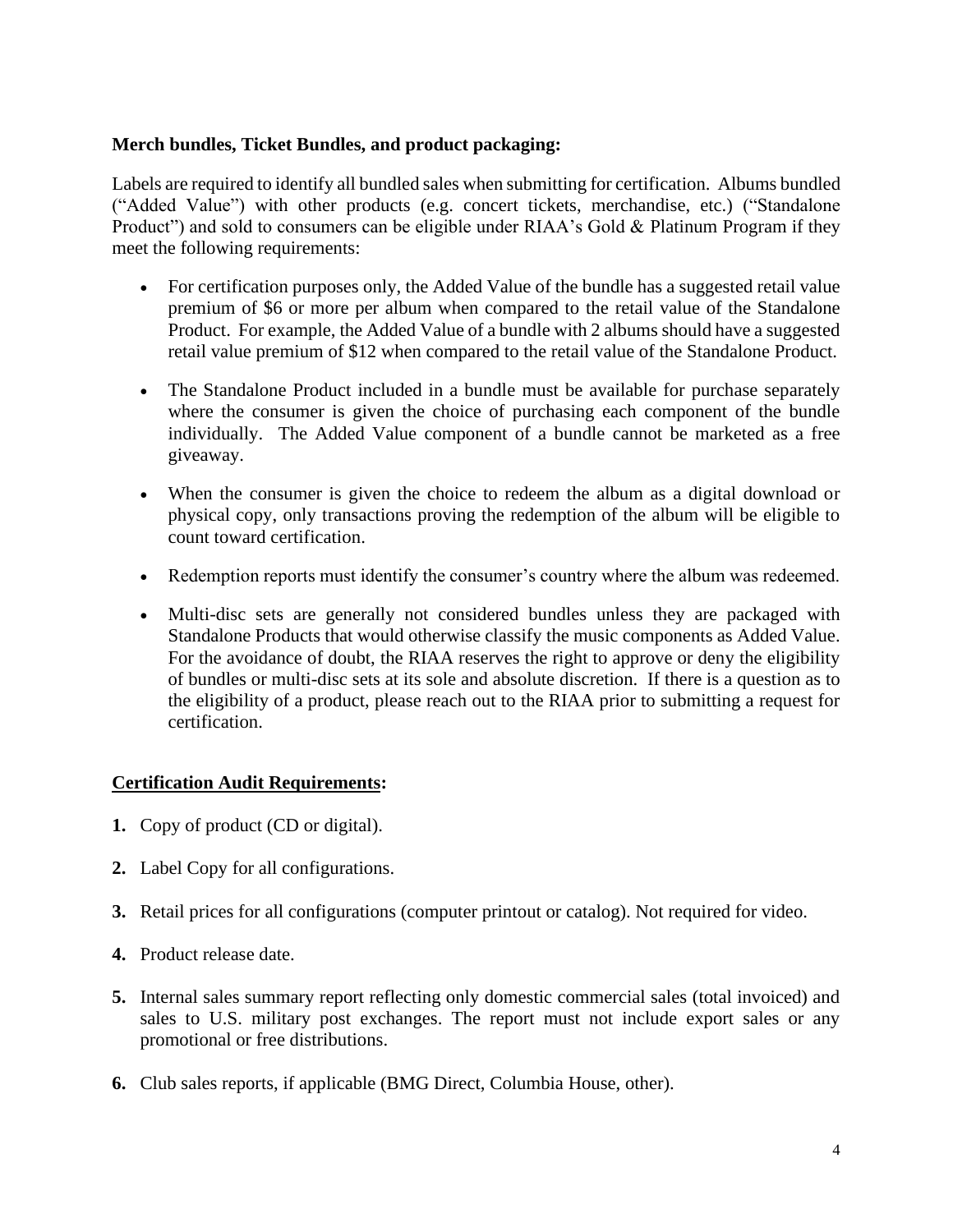**Merch bundles, Ticket Bundles, and product packaging:**

Labels are required to identify all bundled sales when submitting for certification. Albums bundled ("Added Value") with other products (e.g. concert tickets, merchandise, etc.) ("Standalone Product") and sold to consumers can be eligible under RIAA's Gold & Platinum Program if they meet the following requirements:

- For certification purposes only, the Added Value of the bundle has a suggested retail value premium of $6 or more per album when compared to the retail value of the Standalone Product. For example, the Added Value of a bundle with 2 albums should have a suggested retail value premium of $12 when compared to the retail value of the Standalone Product.
- The Standalone Product included in a bundle must be available for purchase separately where the consumer is given the choice of purchasing each component of the bundle individually. The Added Value component of a bundle cannot be marketed as a free giveaway.
- When the consumer is given the choice to redeem the album as a digital download or physical copy, only transactions proving the redemption of the album will be eligible to count toward certification.
- Redemption reports must identify the consumer's country where the album was redeemed.
- Multi-disc sets are generally not considered bundles unless they are packaged with Standalone Products that would otherwise classify the music components as Added Value. For the avoidance of doubt, the RIAA reserves the right to approve or deny the eligibility of bundles or multi-disc sets at its sole and absolute discretion. If there is a question as to the eligibility of a product, please reach out to the RIAA prior to submitting a request for certification.

**Certification Audit Requirements:**

**1.** Copy of product (CD or digital).

**2.** Label Copy for all configurations.

**3.** Retail prices for all configurations (computer printout or catalog). Not required for video.

**4.** Product release date.

**5.** Internal sales summary report reflecting only domestic commercial sales (total invoiced) and sales to U.S. military post exchanges. The report must not include export sales or any promotional or free distributions.

**6.** Club sales reports, if applicable (BMG Direct, Columbia House, other).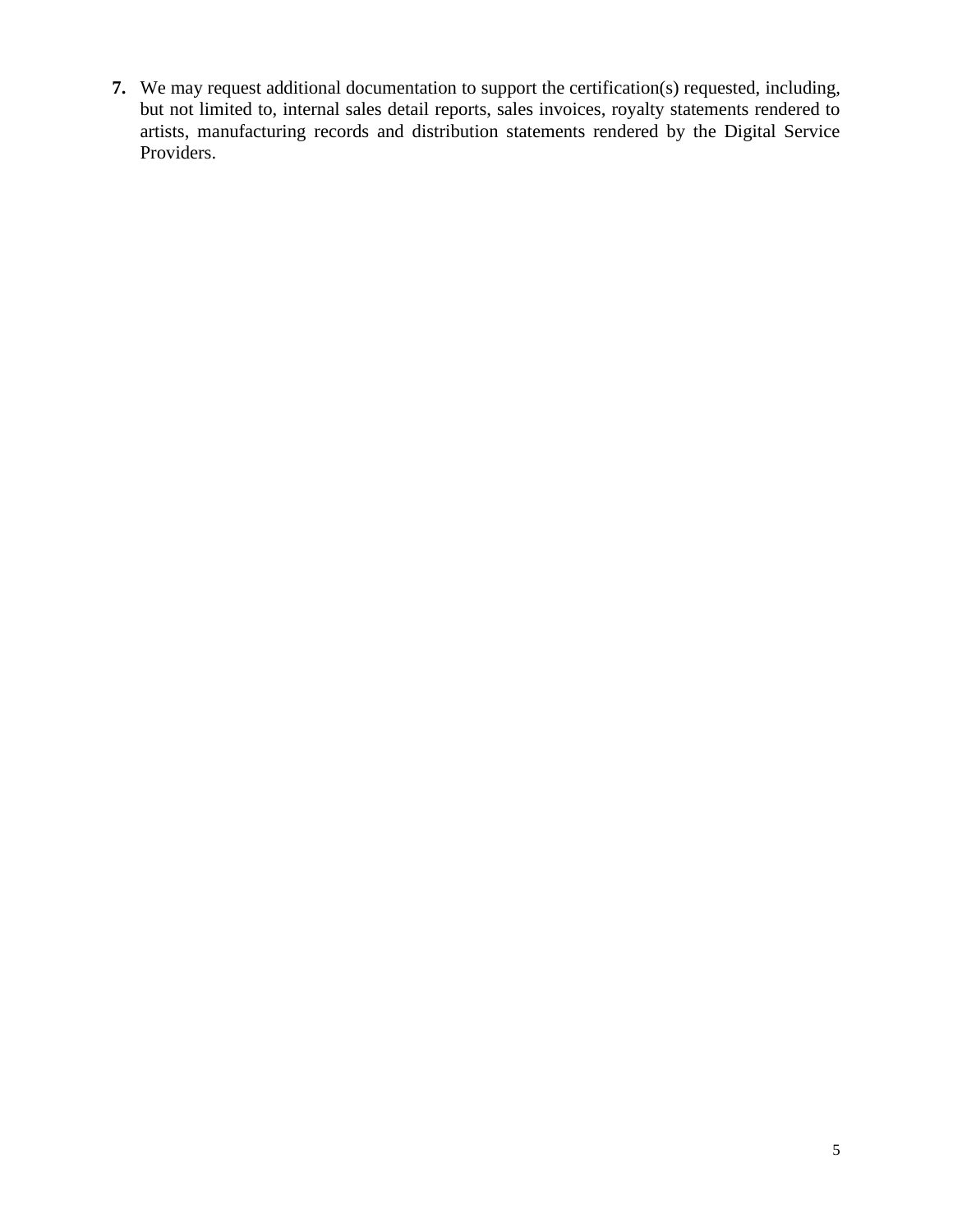7. We may request additional documentation to support the certification(s) requested, including, but not limited to, internal sales detail reports, sales invoices, royalty statements rendered to artists, manufacturing records and distribution statements rendered by the Digital Service Providers.